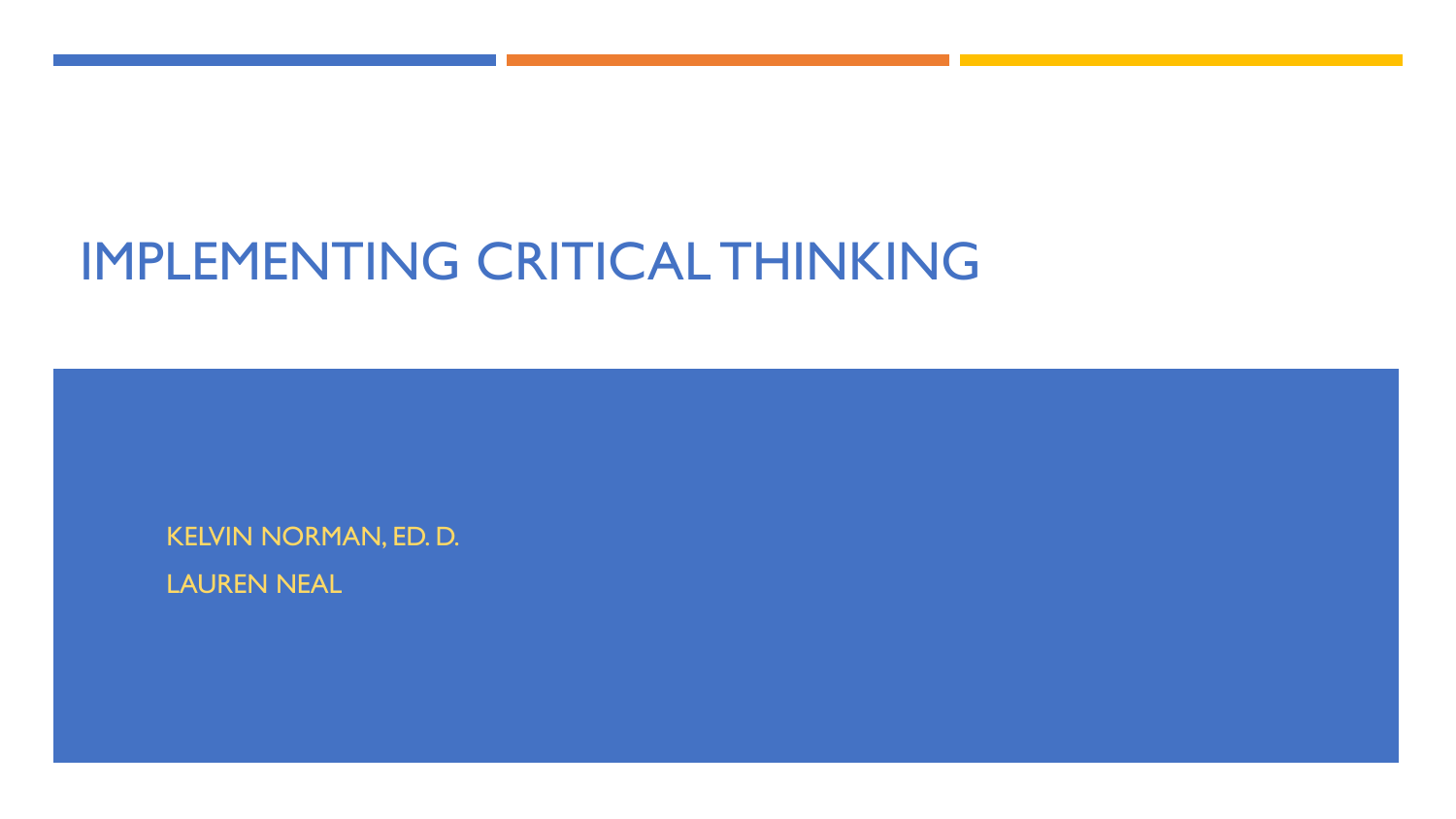# IMPLEMENTING CRITICAL THINKING

KELVIN NORMAN, ED. D.

LAUREN NEAL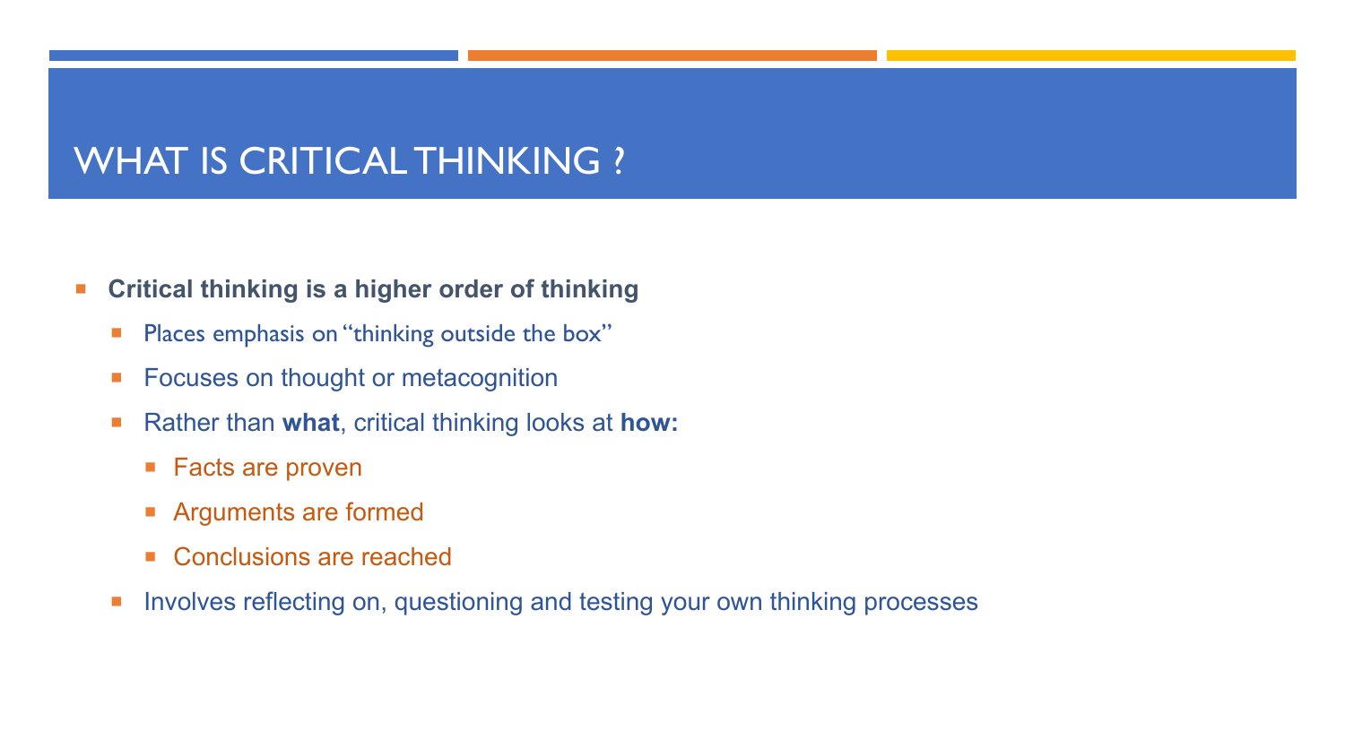# WHAT IS CRITICAL THINKING ?

- **Critical thinking is a higher order of thinking**
  - Places emphasis on "thinking outside the box"
  - Focuses on thought or metacognition
  - Rather than **what**, critical thinking looks at **how:**
    - Facts are proven
    - Arguments are formed
    - Conclusions are reached
  - Involves reflecting on, questioning and testing your own thinking processes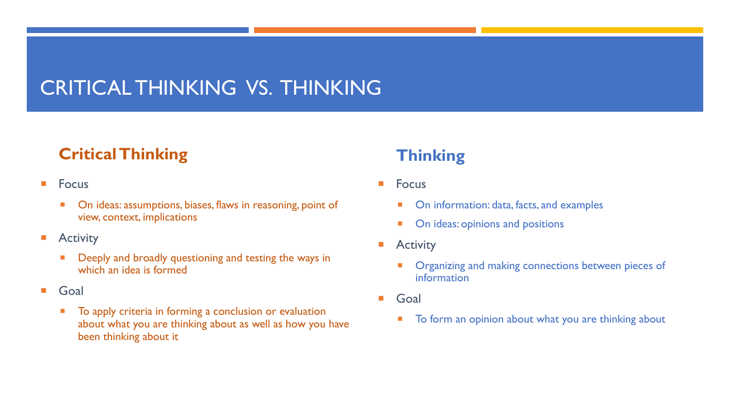# CRITICAL THINKING VS. THINKING

## Critical Thinking

- Focus
  - On ideas: assumptions, biases, flaws in reasoning, point of view, context, implications
- Activity
  - Deeply and broadly questioning and testing the ways in which an idea is formed
- Goal
  - To apply criteria in forming a conclusion or evaluation about what you are thinking about as well as how you have been thinking about it

## Thinking

- Focus
  - On information: data, facts, and examples
  - On ideas: opinions and positions
- Activity
  - Organizing and making connections between pieces of information
- Goal
  - To form an opinion about what you are thinking about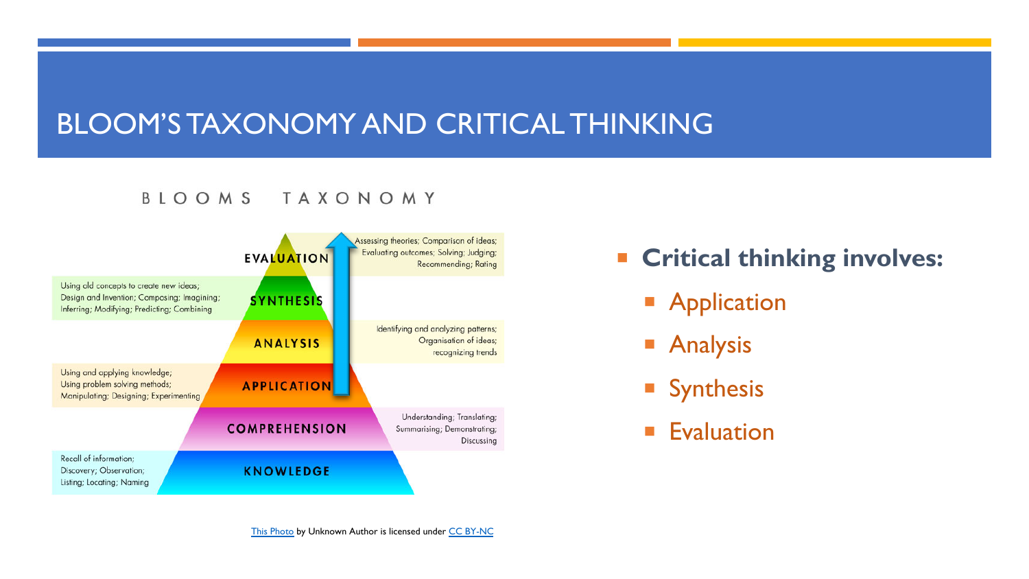# BLOOM'S TAXONOMY AND CRITICAL THINKING

BLOOMS TAXONOMY

EVALUATION — Assessing theories; Comparison of ideas; Evaluating outcomes; Solving; Judging; Recommending; Rating

SYNTHESIS — Using old concepts to create new ideas; Design and Invention; Composing; Imagining; Inferring; Modifying; Predicting; Combining

ANALYSIS — Identifying and analyzing patterns; Organisation of ideas; recognizing trends

APPLICATION — Using and applying knowledge; Using problem solving methods; Manipulating; Designing; Experimenting

COMPREHENSION — Understanding; Translating; Summarising; Demonstrating; Discussing

KNOWLEDGE — Recall of information; Discovery; Observation; Listing; Locating; Naming

This Photo by Unknown Author is licensed under CC BY-NC

- **Critical thinking involves:**
  - Application
  - Analysis
  - Synthesis
  - Evaluation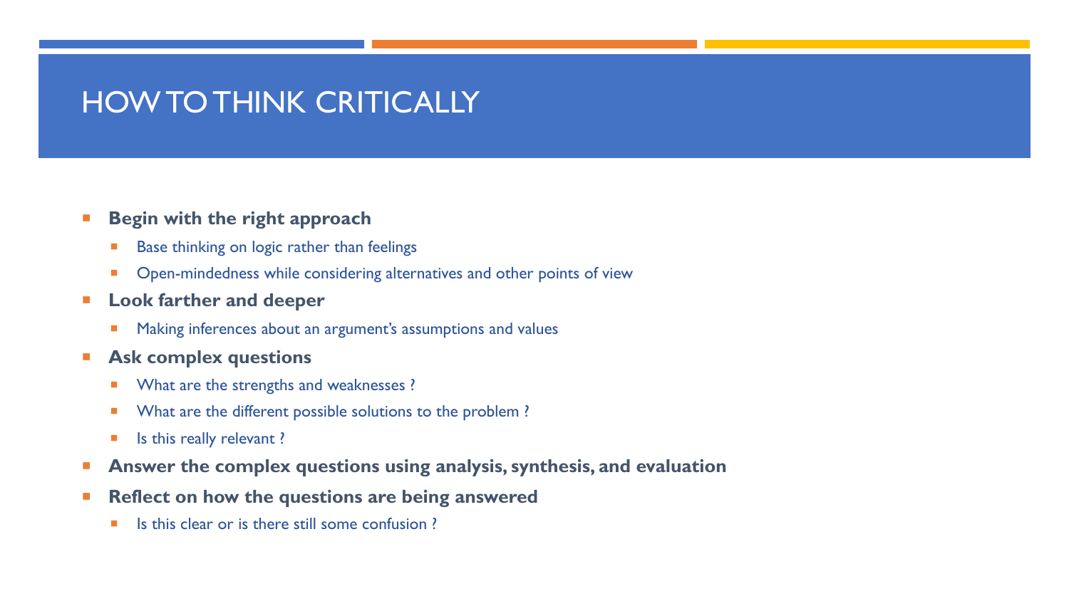# HOW TO THINK CRITICALLY

- **Begin with the right approach**
  - Base thinking on logic rather than feelings
  - Open-mindedness while considering alternatives and other points of view
- **Look farther and deeper**
  - Making inferences about an argument's assumptions and values
- **Ask complex questions**
  - What are the strengths and weaknesses ?
  - What are the different possible solutions to the problem ?
  - Is this really relevant ?
- **Answer the complex questions using analysis, synthesis, and evaluation**
- **Reflect on how the questions are being answered**
  - Is this clear or is there still some confusion ?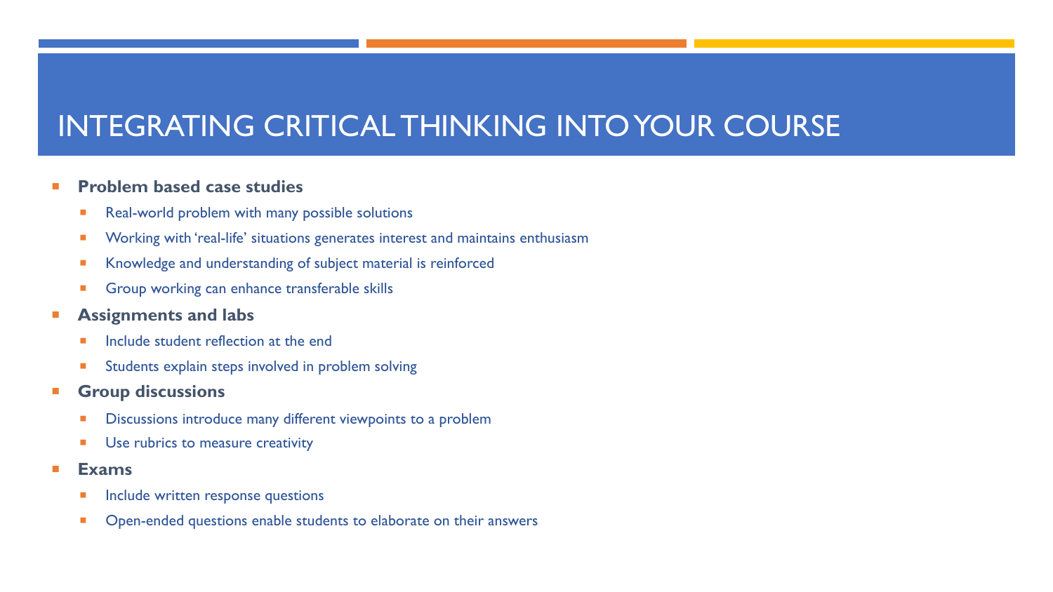# INTEGRATING CRITICAL THINKING INTO YOUR COURSE

- **Problem based case studies**
  - Real-world problem with many possible solutions
  - Working with 'real-life' situations generates interest and maintains enthusiasm
  - Knowledge and understanding of subject material is reinforced
  - Group working can enhance transferable skills
- **Assignments and labs**
  - Include student reflection at the end
  - Students explain steps involved in problem solving
- **Group discussions**
  - Discussions introduce many different viewpoints to a problem
  - Use rubrics to measure creativity
- **Exams**
  - Include written response questions
  - Open-ended questions enable students to elaborate on their answers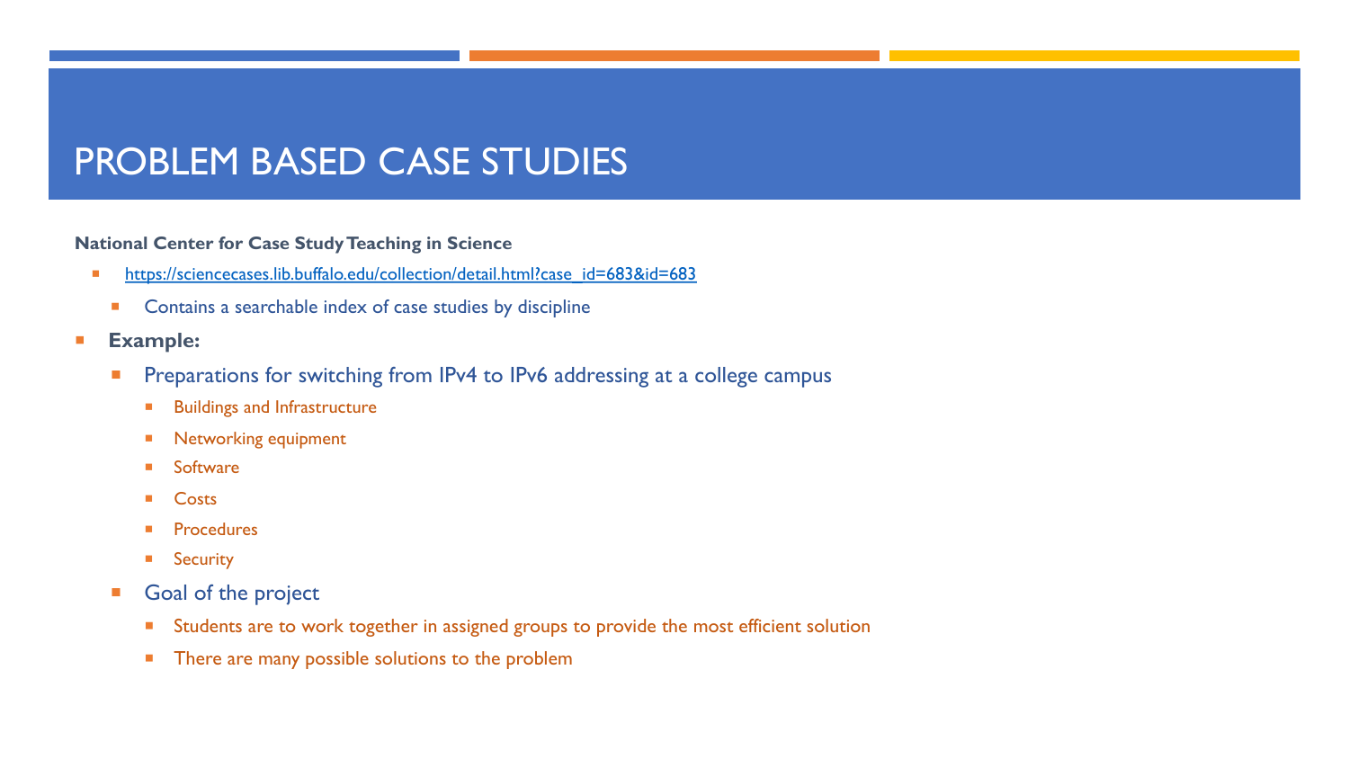# PROBLEM BASED CASE STUDIES

**National Center for Case Study Teaching in Science**

- https://sciencecases.lib.buffalo.edu/collection/detail.html?case_id=683&id=683
  - Contains a searchable index of case studies by discipline
- **Example:**
  - Preparations for switching from IPv4 to IPv6 addressing at a college campus
    - Buildings and Infrastructure
    - Networking equipment
    - Software
    - Costs
    - Procedures
    - Security
  - Goal of the project
    - Students are to work together in assigned groups to provide the most efficient solution
    - There are many possible solutions to the problem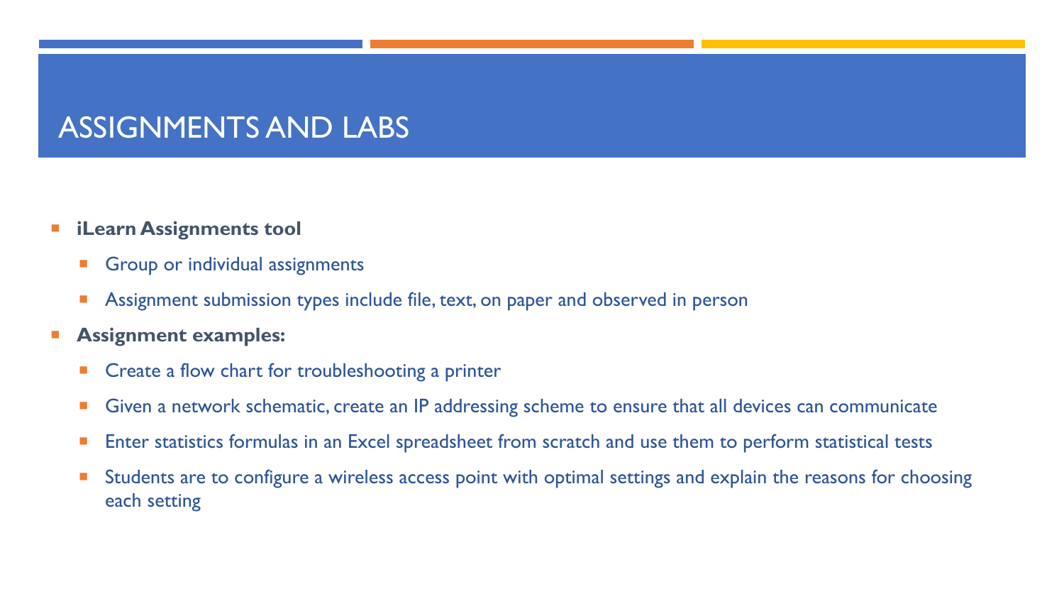# ASSIGNMENTS AND LABS

- **iLearn Assignments tool**
  - Group or individual assignments
  - Assignment submission types include file, text, on paper and observed in person
- **Assignment examples:**
  - Create a flow chart for troubleshooting a printer
  - Given a network schematic, create an IP addressing scheme to ensure that all devices can communicate
  - Enter statistics formulas in an Excel spreadsheet from scratch and use them to perform statistical tests
  - Students are to configure a wireless access point with optimal settings and explain the reasons for choosing each setting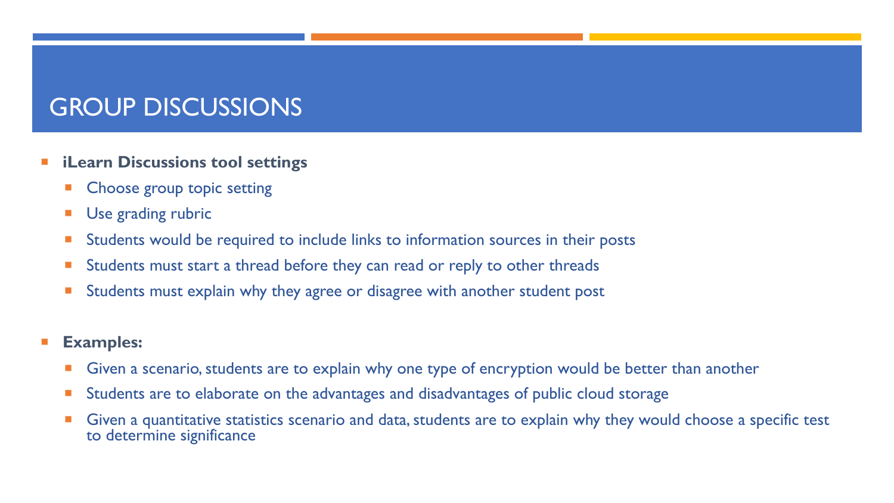# GROUP DISCUSSIONS

- **iLearn Discussions tool settings**
  - Choose group topic setting
  - Use grading rubric
  - Students would be required to include links to information sources in their posts
  - Students must start a thread before they can read or reply to other threads
  - Students must explain why they agree or disagree with another student post

- **Examples:**
  - Given a scenario, students are to explain why one type of encryption would be better than another
  - Students are to elaborate on the advantages and disadvantages of public cloud storage
  - Given a quantitative statistics scenario and data, students are to explain why they would choose a specific test to determine significance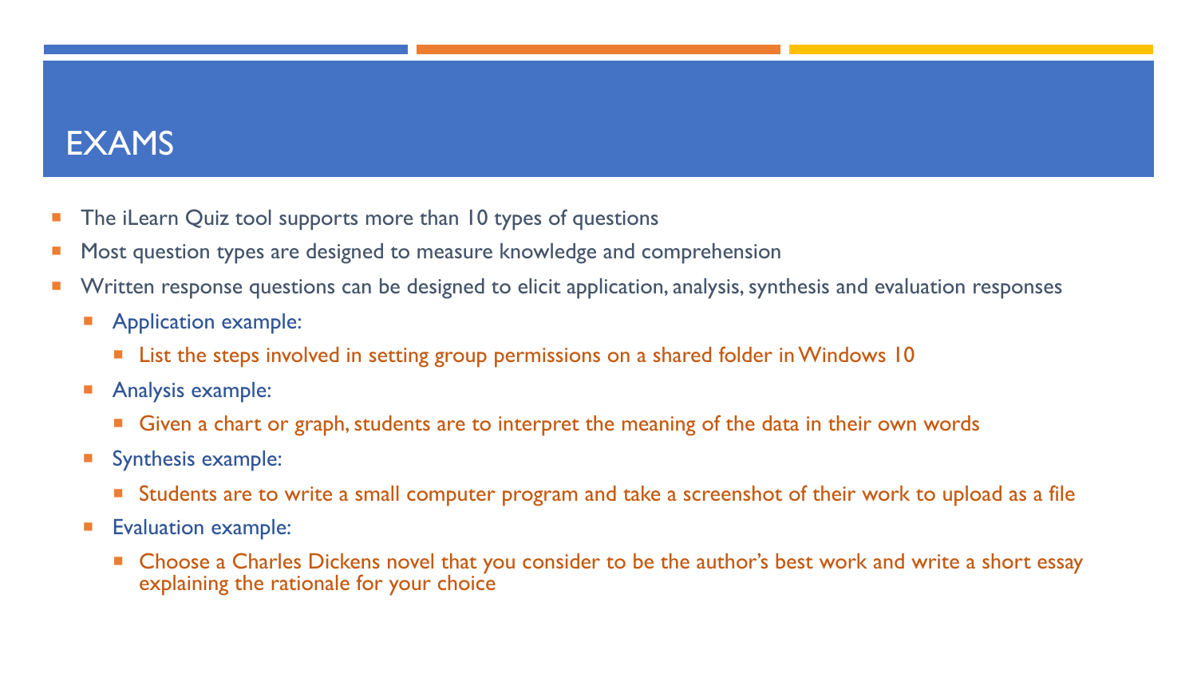# EXAMS

- The iLearn Quiz tool supports more than 10 types of questions
- Most question types are designed to measure knowledge and comprehension
- Written response questions can be designed to elicit application, analysis, synthesis and evaluation responses
  - Application example:
    - List the steps involved in setting group permissions on a shared folder in Windows 10
  - Analysis example:
    - Given a chart or graph, students are to interpret the meaning of the data in their own words
  - Synthesis example:
    - Students are to write a small computer program and take a screenshot of their work to upload as a file
  - Evaluation example:
    - Choose a Charles Dickens novel that you consider to be the author's best work and write a short essay explaining the rationale for your choice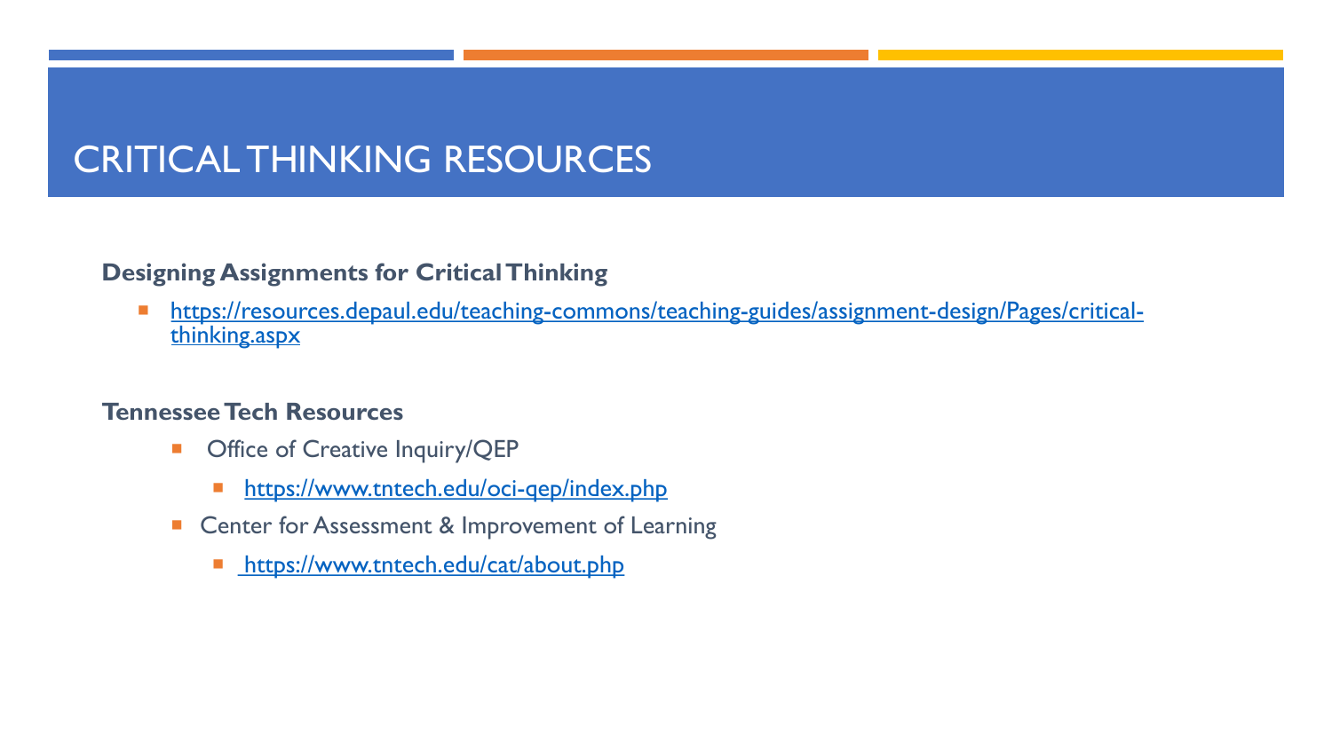# CRITICAL THINKING RESOURCES

**Designing Assignments for Critical Thinking**

- https://resources.depaul.edu/teaching-commons/teaching-guides/assignment-design/Pages/critical-thinking.aspx

**Tennessee Tech Resources**

- Office of Creative Inquiry/QEP
  - https://www.tntech.edu/oci-qep/index.php
- Center for Assessment & Improvement of Learning
  - https://www.tntech.edu/cat/about.php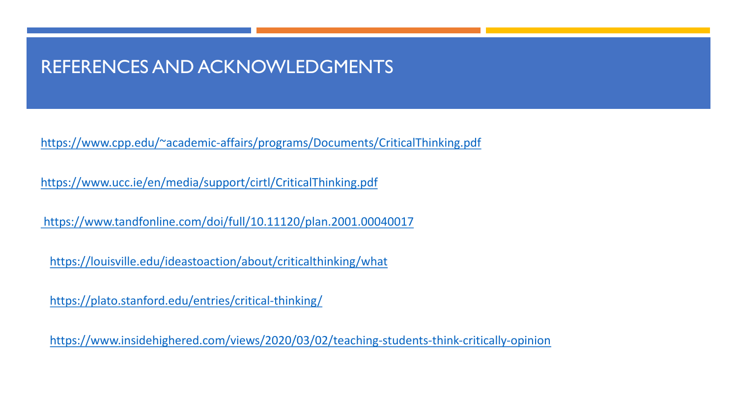# REFERENCES AND ACKNOWLEDGMENTS

https://www.cpp.edu/~academic-affairs/programs/Documents/CriticalThinking.pdf

https://www.ucc.ie/en/media/support/cirtl/CriticalThinking.pdf

https://www.tandfonline.com/doi/full/10.11120/plan.2001.00040017

https://louisville.edu/ideastoaction/about/criticalthinking/what

https://plato.stanford.edu/entries/critical-thinking/

https://www.insidehighered.com/views/2020/03/02/teaching-students-think-critically-opinion